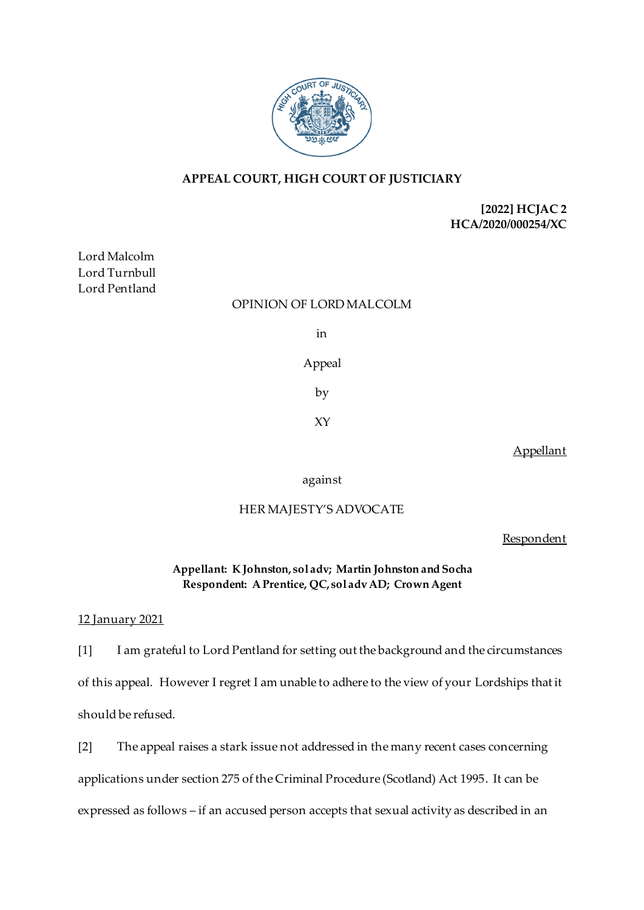**APPEAL COURT, HIGH COURT OF JUSTICIARY**

**[2022] HCJAC 2**
**HCA/2020/000254/XC**

Lord Malcolm
Lord Turnbull
Lord Pentland

OPINION OF LORD MALCOLM

in

Appeal

by

XY

Appellant

against

HER MAJESTY'S ADVOCATE

Respondent

**Appellant: K Johnston, sol adv; Martin Johnston and Socha**
**Respondent: A Prentice, QC, sol adv AD; Crown Agent**

12 January 2021

[1] I am grateful to Lord Pentland for setting out the background and the circumstances of this appeal. However I regret I am unable to adhere to the view of your Lordships that it should be refused.

[2] The appeal raises a stark issue not addressed in the many recent cases concerning applications under section 275 of the Criminal Procedure (Scotland) Act 1995. It can be expressed as follows – if an accused person accepts that sexual activity as described in an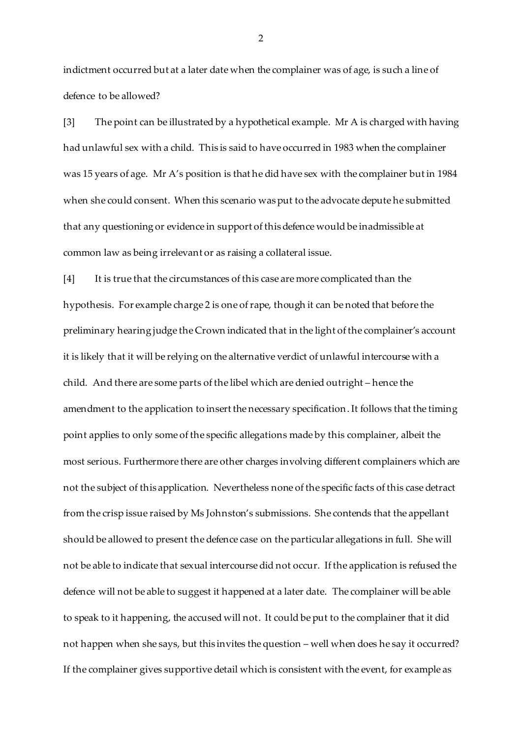indictment occurred but at a later date when the complainer was of age, is such a line of defence to be allowed?

[3] The point can be illustrated by a hypothetical example. Mr A is charged with having had unlawful sex with a child. This is said to have occurred in 1983 when the complainer was 15 years of age. Mr A's position is that he did have sex with the complainer but in 1984 when she could consent. When this scenario was put to the advocate depute he submitted that any questioning or evidence in support of this defence would be inadmissible at common law as being irrelevant or as raising a collateral issue.

[4] It is true that the circumstances of this case are more complicated than the hypothesis. For example charge 2 is one of rape, though it can be noted that before the preliminary hearing judge the Crown indicated that in the light of the complainer's account it is likely that it will be relying on the alternative verdict of unlawful intercourse with a child. And there are some parts of the libel which are denied outright – hence the amendment to the application to insert the necessary specification. It follows that the timing point applies to only some of the specific allegations made by this complainer, albeit the most serious. Furthermore there are other charges involving different complainers which are not the subject of this application. Nevertheless none of the specific facts of this case detract from the crisp issue raised by Ms Johnston's submissions. She contends that the appellant should be allowed to present the defence case on the particular allegations in full. She will not be able to indicate that sexual intercourse did not occur. If the application is refused the defence will not be able to suggest it happened at a later date. The complainer will be able to speak to it happening, the accused will not. It could be put to the complainer that it did not happen when she says, but this invites the question – well when does he say it occurred? If the complainer gives supportive detail which is consistent with the event, for example as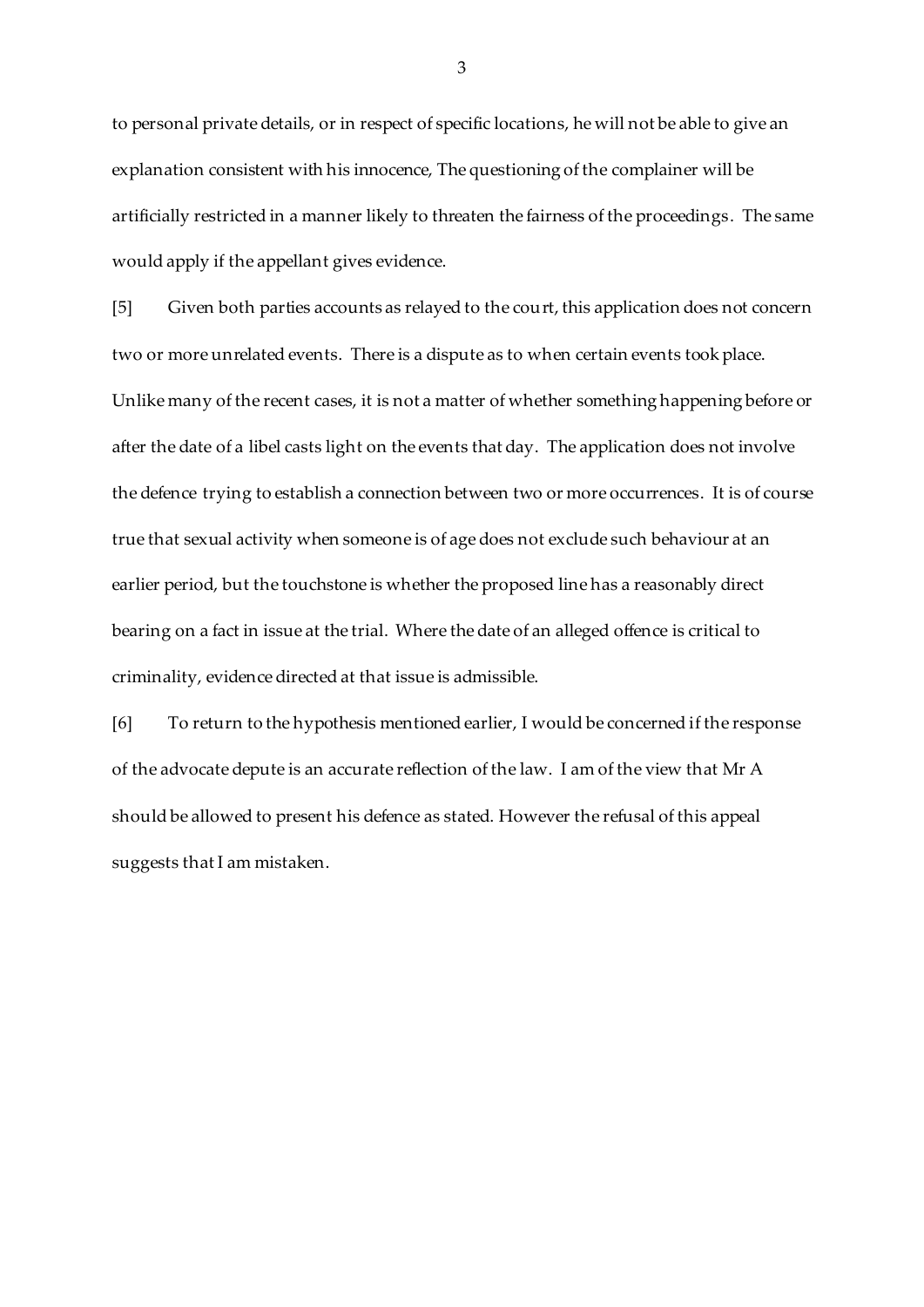to personal private details, or in respect of specific locations, he will not be able to give an explanation consistent with his innocence, The questioning of the complainer will be artificially restricted in a manner likely to threaten the fairness of the proceedings. The same would apply if the appellant gives evidence.

[5] Given both parties accounts as relayed to the court, this application does not concern two or more unrelated events. There is a dispute as to when certain events took place. Unlike many of the recent cases, it is not a matter of whether something happening before or after the date of a libel casts light on the events that day. The application does not involve the defence trying to establish a connection between two or more occurrences. It is of course true that sexual activity when someone is of age does not exclude such behaviour at an earlier period, but the touchstone is whether the proposed line has a reasonably direct bearing on a fact in issue at the trial. Where the date of an alleged offence is critical to criminality, evidence directed at that issue is admissible.

[6] To return to the hypothesis mentioned earlier, I would be concerned if the response of the advocate depute is an accurate reflection of the law. I am of the view that Mr A should be allowed to present his defence as stated. However the refusal of this appeal suggests that I am mistaken.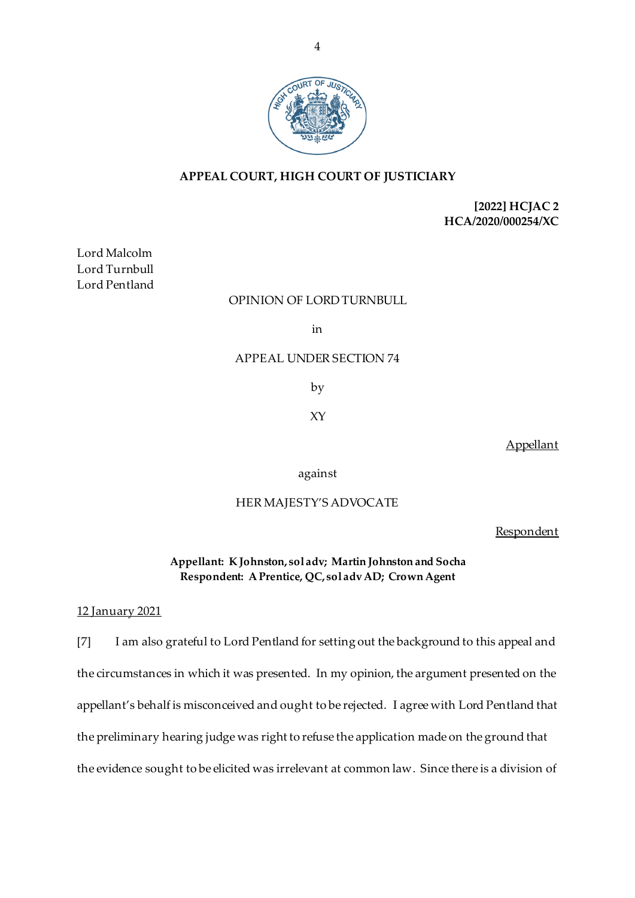## APPEAL COURT, HIGH COURT OF JUSTICIARY

**[2022] HCJAC 2**
**HCA/2020/000254/XC**

Lord Malcolm
Lord Turnbull
Lord Pentland

OPINION OF LORD TURNBULL

in

APPEAL UNDER SECTION 74

by

XY

Appellant

against

HER MAJESTY'S ADVOCATE

Respondent

**Appellant: K Johnston, sol adv; Martin Johnston and Socha**
**Respondent: A Prentice, QC, sol adv AD; Crown Agent**

12 January 2021

[7] I am also grateful to Lord Pentland for setting out the background to this appeal and the circumstances in which it was presented. In my opinion, the argument presented on the appellant's behalf is misconceived and ought to be rejected. I agree with Lord Pentland that the preliminary hearing judge was right to refuse the application made on the ground that the evidence sought to be elicited was irrelevant at common law. Since there is a division of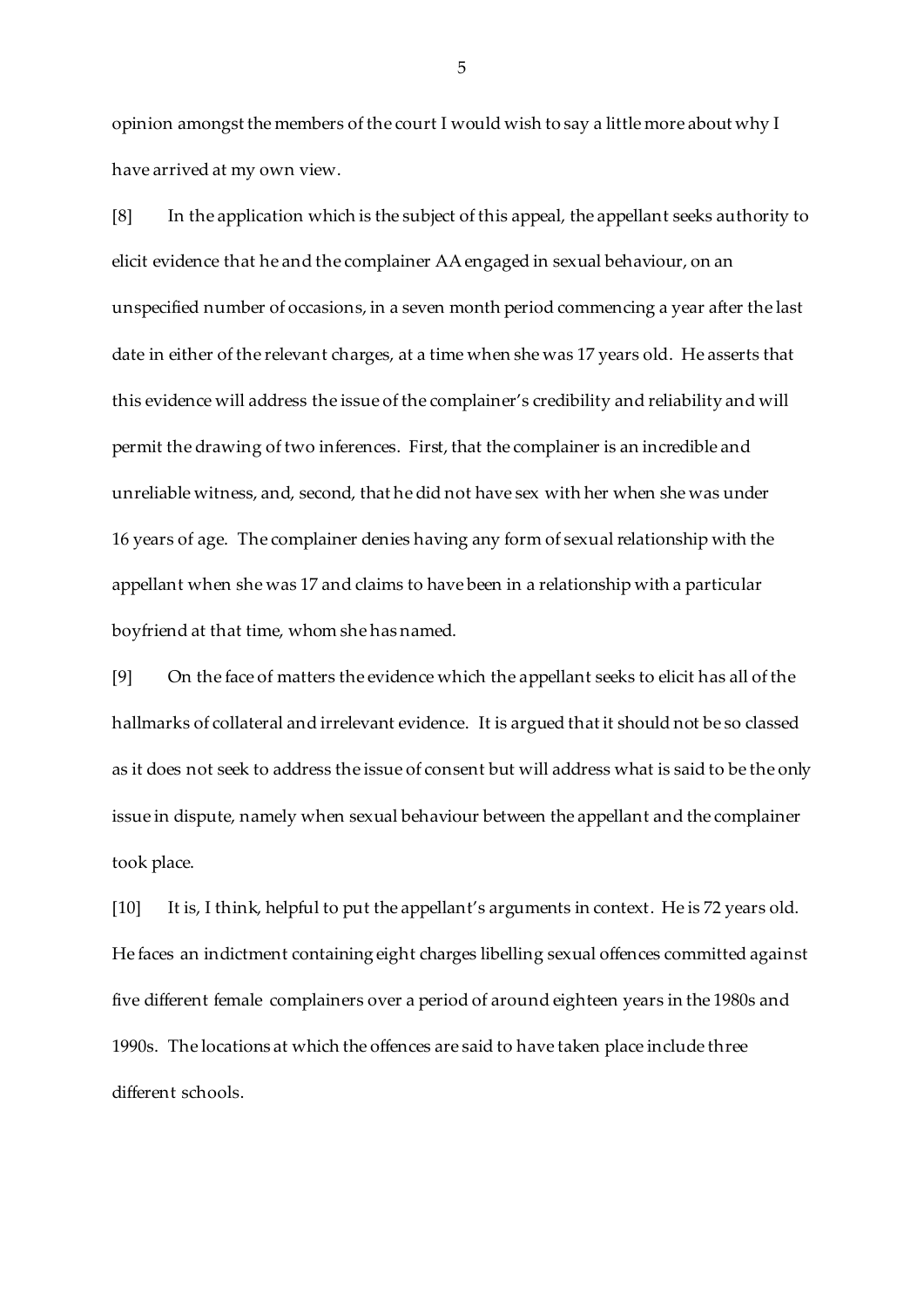opinion amongst the members of the court I would wish to say a little more about why I have arrived at my own view.

[8] In the application which is the subject of this appeal, the appellant seeks authority to elicit evidence that he and the complainer AA engaged in sexual behaviour, on an unspecified number of occasions, in a seven month period commencing a year after the last date in either of the relevant charges, at a time when she was 17 years old. He asserts that this evidence will address the issue of the complainer's credibility and reliability and will permit the drawing of two inferences. First, that the complainer is an incredible and unreliable witness, and, second, that he did not have sex with her when she was under 16 years of age. The complainer denies having any form of sexual relationship with the appellant when she was 17 and claims to have been in a relationship with a particular boyfriend at that time, whom she has named.

[9] On the face of matters the evidence which the appellant seeks to elicit has all of the hallmarks of collateral and irrelevant evidence. It is argued that it should not be so classed as it does not seek to address the issue of consent but will address what is said to be the only issue in dispute, namely when sexual behaviour between the appellant and the complainer took place.

[10] It is, I think, helpful to put the appellant's arguments in context. He is 72 years old. He faces an indictment containing eight charges libelling sexual offences committed against five different female complainers over a period of around eighteen years in the 1980s and 1990s. The locations at which the offences are said to have taken place include three different schools.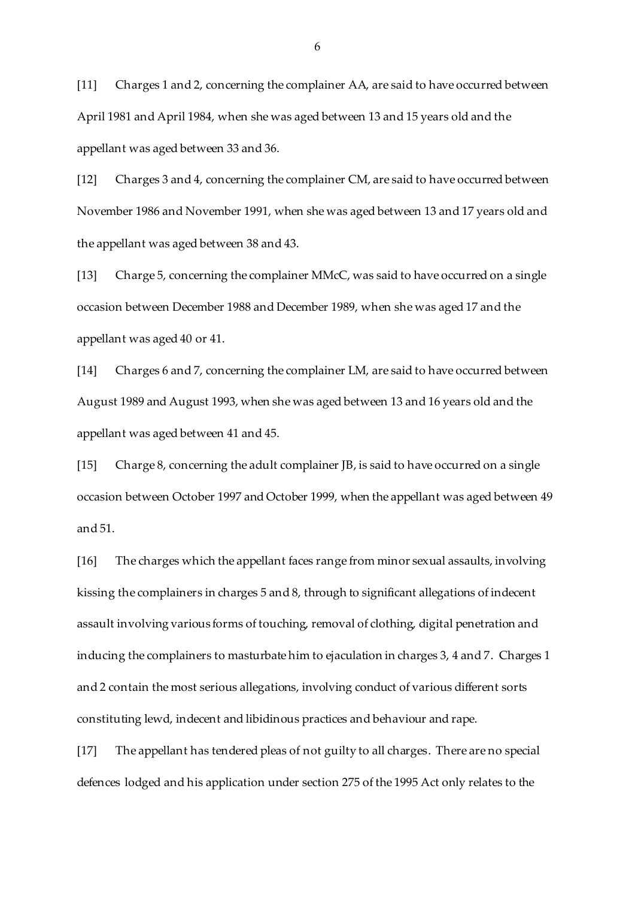[11] Charges 1 and 2, concerning the complainer AA, are said to have occurred between April 1981 and April 1984, when she was aged between 13 and 15 years old and the appellant was aged between 33 and 36.

[12] Charges 3 and 4, concerning the complainer CM, are said to have occurred between November 1986 and November 1991, when she was aged between 13 and 17 years old and the appellant was aged between 38 and 43.

[13] Charge 5, concerning the complainer MMcC, was said to have occurred on a single occasion between December 1988 and December 1989, when she was aged 17 and the appellant was aged 40 or 41.

[14] Charges 6 and 7, concerning the complainer LM, are said to have occurred between August 1989 and August 1993, when she was aged between 13 and 16 years old and the appellant was aged between 41 and 45.

[15] Charge 8, concerning the adult complainer JB, is said to have occurred on a single occasion between October 1997 and October 1999, when the appellant was aged between 49 and 51.

[16] The charges which the appellant faces range from minor sexual assaults, involving kissing the complainers in charges 5 and 8, through to significant allegations of indecent assault involving various forms of touching, removal of clothing, digital penetration and inducing the complainers to masturbate him to ejaculation in charges 3, 4 and 7. Charges 1 and 2 contain the most serious allegations, involving conduct of various different sorts constituting lewd, indecent and libidinous practices and behaviour and rape.

[17] The appellant has tendered pleas of not guilty to all charges. There are no special defences lodged and his application under section 275 of the 1995 Act only relates to the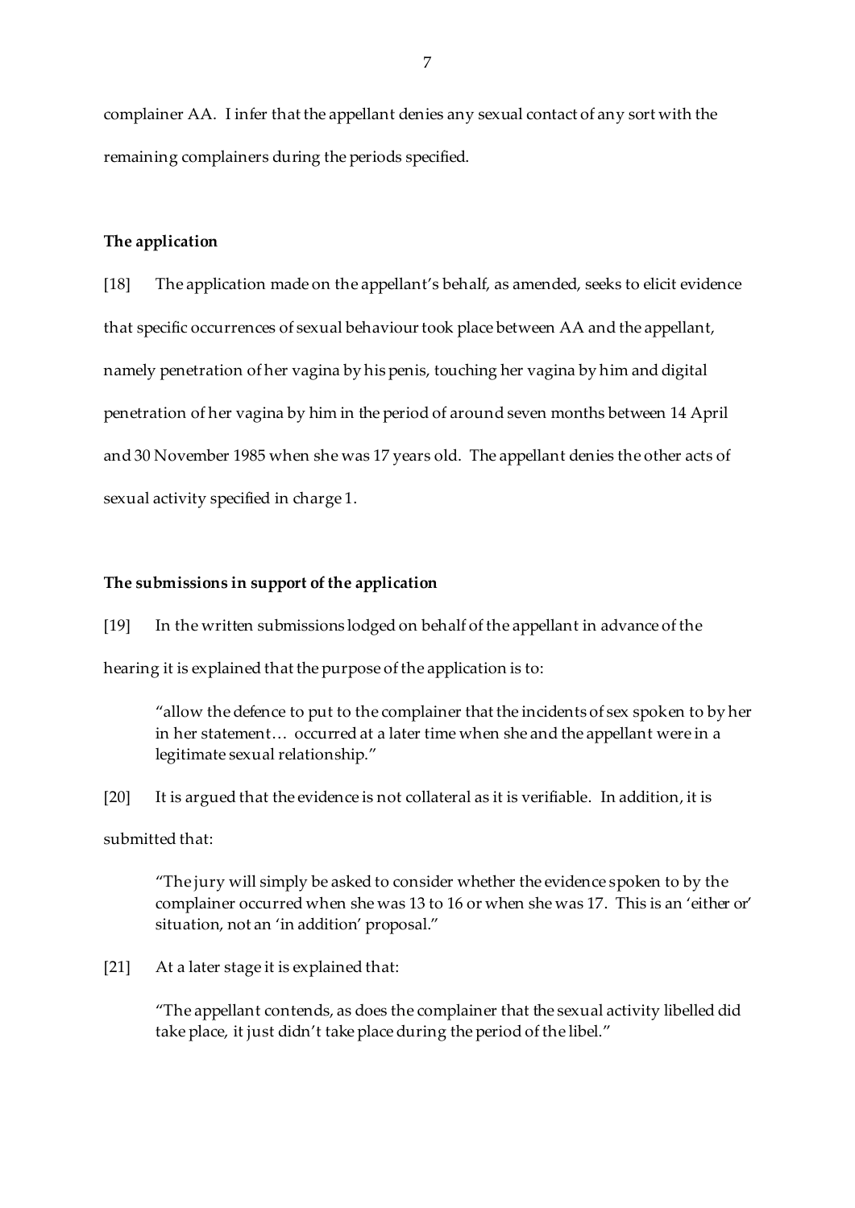complainer AA. I infer that the appellant denies any sexual contact of any sort with the remaining complainers during the periods specified.

**The application**

[18] The application made on the appellant's behalf, as amended, seeks to elicit evidence that specific occurrences of sexual behaviour took place between AA and the appellant, namely penetration of her vagina by his penis, touching her vagina by him and digital penetration of her vagina by him in the period of around seven months between 14 April and 30 November 1985 when she was 17 years old. The appellant denies the other acts of sexual activity specified in charge 1.

**The submissions in support of the application**

[19] In the written submissions lodged on behalf of the appellant in advance of the hearing it is explained that the purpose of the application is to:

> "allow the defence to put to the complainer that the incidents of sex spoken to by her in her statement… occurred at a later time when she and the appellant were in a legitimate sexual relationship."

[20] It is argued that the evidence is not collateral as it is verifiable. In addition, it is submitted that:

> "The jury will simply be asked to consider whether the evidence spoken to by the complainer occurred when she was 13 to 16 or when she was 17. This is an 'either or' situation, not an 'in addition' proposal."

[21] At a later stage it is explained that:

> "The appellant contends, as does the complainer that the sexual activity libelled did take place, it just didn't take place during the period of the libel."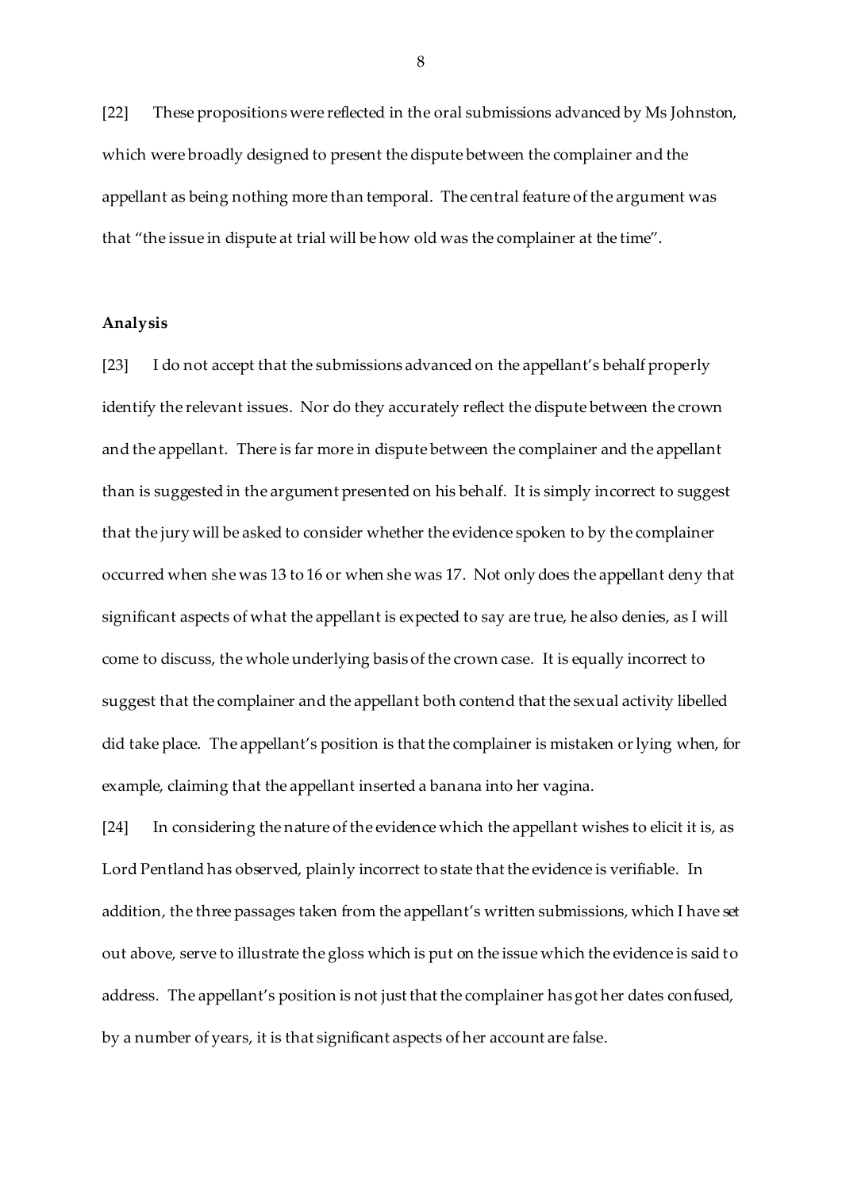[22] These propositions were reflected in the oral submissions advanced by Ms Johnston, which were broadly designed to present the dispute between the complainer and the appellant as being nothing more than temporal. The central feature of the argument was that "the issue in dispute at trial will be how old was the complainer at the time".

**Analysis**

[23] I do not accept that the submissions advanced on the appellant's behalf properly identify the relevant issues. Nor do they accurately reflect the dispute between the crown and the appellant. There is far more in dispute between the complainer and the appellant than is suggested in the argument presented on his behalf. It is simply incorrect to suggest that the jury will be asked to consider whether the evidence spoken to by the complainer occurred when she was 13 to 16 or when she was 17. Not only does the appellant deny that significant aspects of what the appellant is expected to say are true, he also denies, as I will come to discuss, the whole underlying basis of the crown case. It is equally incorrect to suggest that the complainer and the appellant both contend that the sexual activity libelled did take place. The appellant's position is that the complainer is mistaken or lying when, for example, claiming that the appellant inserted a banana into her vagina.

[24] In considering the nature of the evidence which the appellant wishes to elicit it is, as Lord Pentland has observed, plainly incorrect to state that the evidence is verifiable. In addition, the three passages taken from the appellant's written submissions, which I have set out above, serve to illustrate the gloss which is put on the issue which the evidence is said to address. The appellant's position is not just that the complainer has got her dates confused, by a number of years, it is that significant aspects of her account are false.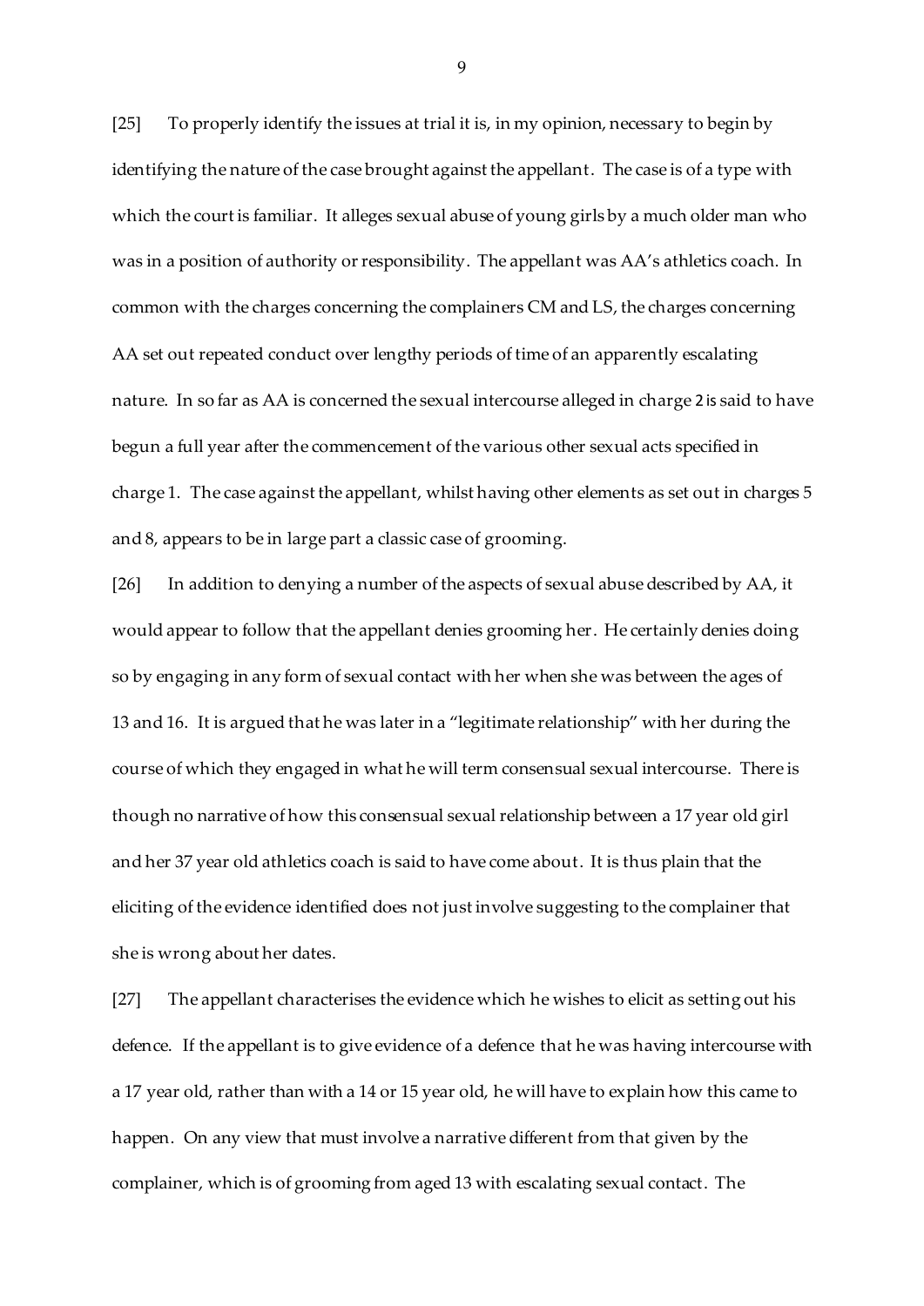[25] To properly identify the issues at trial it is, in my opinion, necessary to begin by identifying the nature of the case brought against the appellant. The case is of a type with which the court is familiar. It alleges sexual abuse of young girls by a much older man who was in a position of authority or responsibility. The appellant was AA's athletics coach. In common with the charges concerning the complainers CM and LS, the charges concerning AA set out repeated conduct over lengthy periods of time of an apparently escalating nature. In so far as AA is concerned the sexual intercourse alleged in charge 2 is said to have begun a full year after the commencement of the various other sexual acts specified in charge 1. The case against the appellant, whilst having other elements as set out in charges 5 and 8, appears to be in large part a classic case of grooming.

[26] In addition to denying a number of the aspects of sexual abuse described by AA, it would appear to follow that the appellant denies grooming her. He certainly denies doing so by engaging in any form of sexual contact with her when she was between the ages of 13 and 16. It is argued that he was later in a "legitimate relationship" with her during the course of which they engaged in what he will term consensual sexual intercourse. There is though no narrative of how this consensual sexual relationship between a 17 year old girl and her 37 year old athletics coach is said to have come about. It is thus plain that the eliciting of the evidence identified does not just involve suggesting to the complainer that she is wrong about her dates.

[27] The appellant characterises the evidence which he wishes to elicit as setting out his defence. If the appellant is to give evidence of a defence that he was having intercourse with a 17 year old, rather than with a 14 or 15 year old, he will have to explain how this came to happen. On any view that must involve a narrative different from that given by the complainer, which is of grooming from aged 13 with escalating sexual contact. The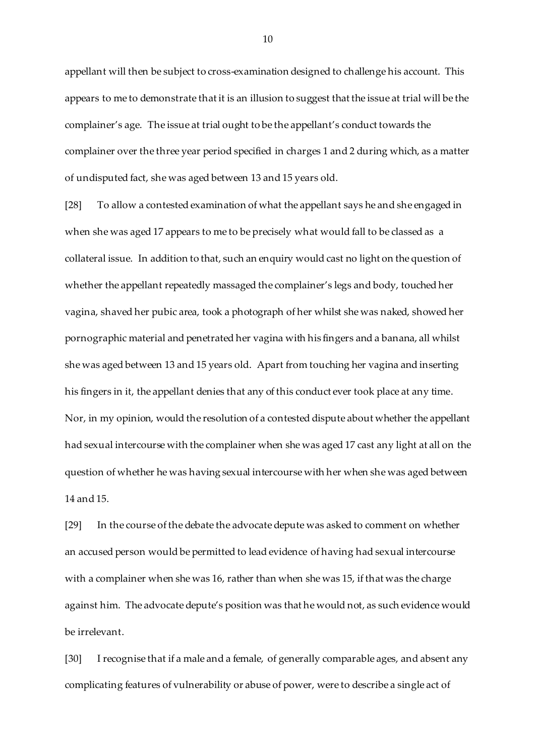appellant will then be subject to cross-examination designed to challenge his account. This appears to me to demonstrate that it is an illusion to suggest that the issue at trial will be the complainer's age. The issue at trial ought to be the appellant's conduct towards the complainer over the three year period specified in charges 1 and 2 during which, as a matter of undisputed fact, she was aged between 13 and 15 years old.

[28] To allow a contested examination of what the appellant says he and she engaged in when she was aged 17 appears to me to be precisely what would fall to be classed as a collateral issue. In addition to that, such an enquiry would cast no light on the question of whether the appellant repeatedly massaged the complainer's legs and body, touched her vagina, shaved her pubic area, took a photograph of her whilst she was naked, showed her pornographic material and penetrated her vagina with his fingers and a banana, all whilst she was aged between 13 and 15 years old. Apart from touching her vagina and inserting his fingers in it, the appellant denies that any of this conduct ever took place at any time. Nor, in my opinion, would the resolution of a contested dispute about whether the appellant had sexual intercourse with the complainer when she was aged 17 cast any light at all on the question of whether he was having sexual intercourse with her when she was aged between 14 and 15.

[29] In the course of the debate the advocate depute was asked to comment on whether an accused person would be permitted to lead evidence of having had sexual intercourse with a complainer when she was 16, rather than when she was 15, if that was the charge against him. The advocate depute's position was that he would not, as such evidence would be irrelevant.

[30] I recognise that if a male and a female, of generally comparable ages, and absent any complicating features of vulnerability or abuse of power, were to describe a single act of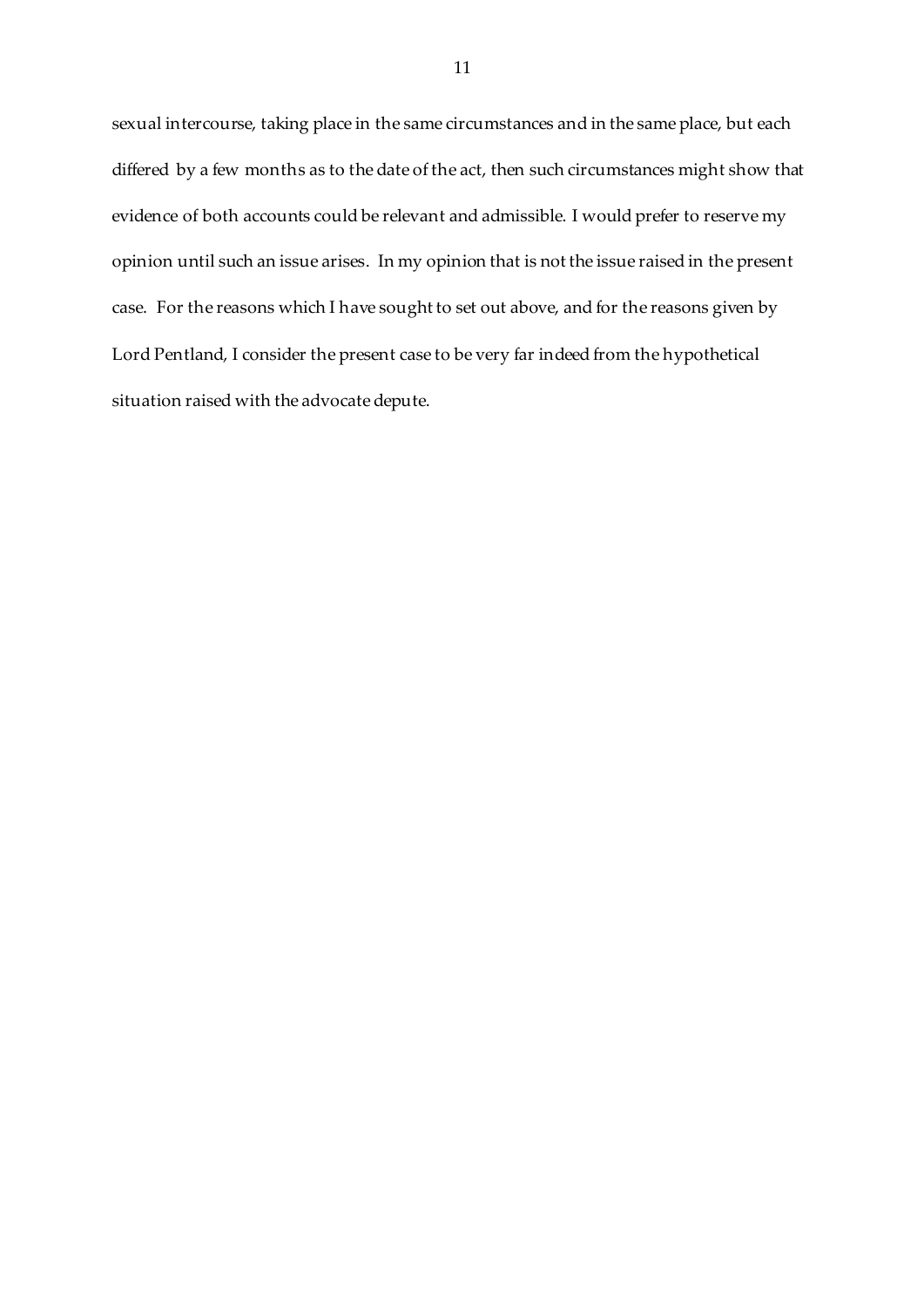sexual intercourse, taking place in the same circumstances and in the same place, but each differed by a few months as to the date of the act, then such circumstances might show that evidence of both accounts could be relevant and admissible. I would prefer to reserve my opinion until such an issue arises. In my opinion that is not the issue raised in the present case. For the reasons which I have sought to set out above, and for the reasons given by Lord Pentland, I consider the present case to be very far indeed from the hypothetical situation raised with the advocate depute.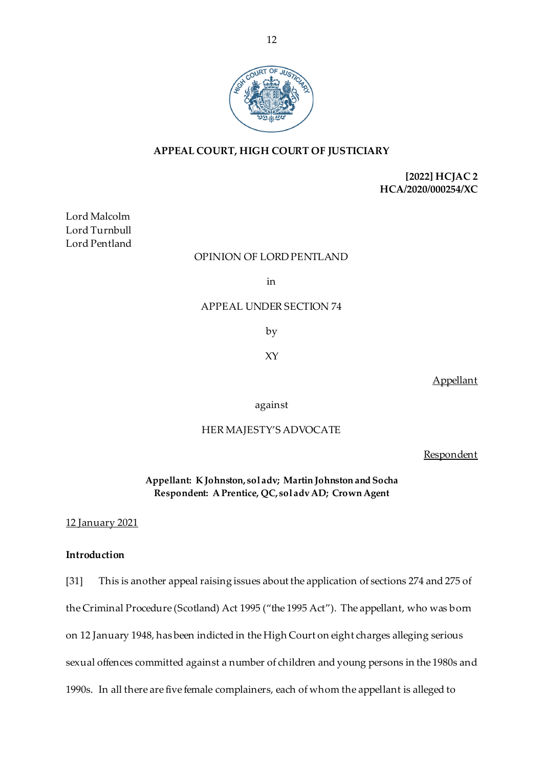**APPEAL COURT, HIGH COURT OF JUSTICIARY**

**[2022] HCJAC 2**
**HCA/2020/000254/XC**

Lord Malcolm
Lord Turnbull
Lord Pentland

OPINION OF LORD PENTLAND

in

APPEAL UNDER SECTION 74

by

XY

Appellant

against

HER MAJESTY'S ADVOCATE

Respondent

**Appellant: K Johnston, sol adv; Martin Johnston and Socha**
**Respondent: A Prentice, QC, sol adv AD; Crown Agent**

12 January 2021

**Introduction**

[31] This is another appeal raising issues about the application of sections 274 and 275 of the Criminal Procedure (Scotland) Act 1995 ("the 1995 Act"). The appellant, who was born on 12 January 1948, has been indicted in the High Court on eight charges alleging serious sexual offences committed against a number of children and young persons in the 1980s and 1990s. In all there are five female complainers, each of whom the appellant is alleged to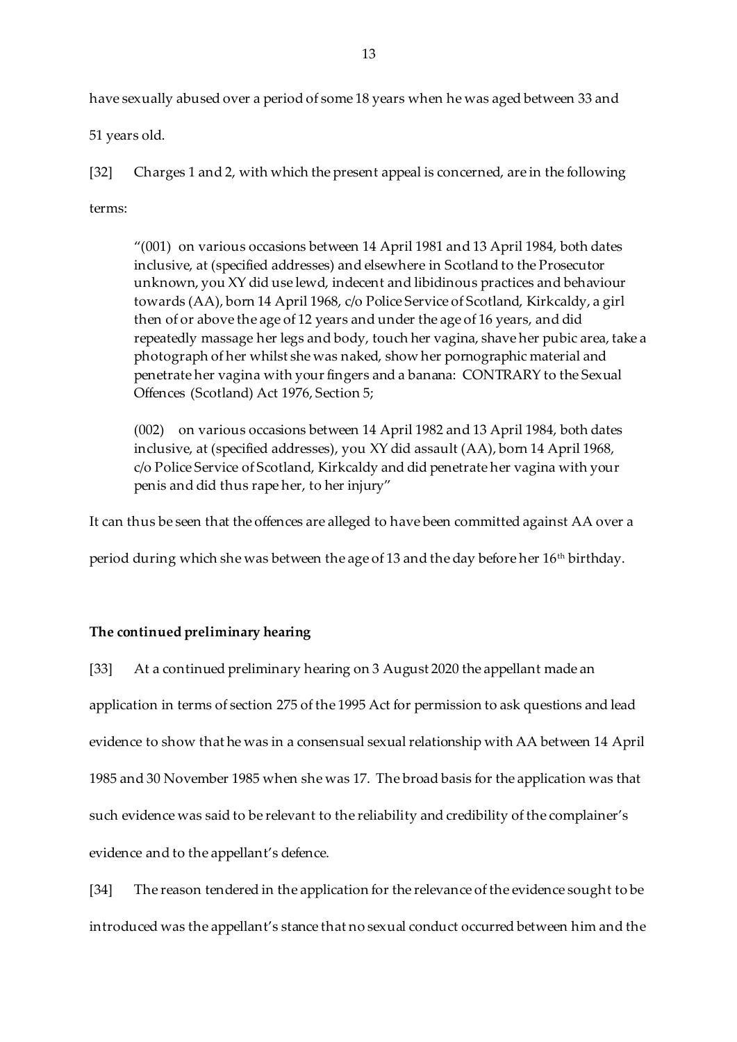have sexually abused over a period of some 18 years when he was aged between 33 and 51 years old.

[32] Charges 1 and 2, with which the present appeal is concerned, are in the following terms:

> "(001) on various occasions between 14 April 1981 and 13 April 1984, both dates inclusive, at (specified addresses) and elsewhere in Scotland to the Prosecutor unknown, you XY did use lewd, indecent and libidinous practices and behaviour towards (AA), born 14 April 1968, c/o Police Service of Scotland, Kirkcaldy, a girl then of or above the age of 12 years and under the age of 16 years, and did repeatedly massage her legs and body, touch her vagina, shave her pubic area, take a photograph of her whilst she was naked, show her pornographic material and penetrate her vagina with your fingers and a banana: CONTRARY to the Sexual Offences (Scotland) Act 1976, Section 5;
>
> (002) on various occasions between 14 April 1982 and 13 April 1984, both dates inclusive, at (specified addresses), you XY did assault (AA), born 14 April 1968, c/o Police Service of Scotland, Kirkcaldy and did penetrate her vagina with your penis and did thus rape her, to her injury"

It can thus be seen that the offences are alleged to have been committed against AA over a period during which she was between the age of 13 and the day before her 16th birthday.

**The continued preliminary hearing**

[33] At a continued preliminary hearing on 3 August 2020 the appellant made an application in terms of section 275 of the 1995 Act for permission to ask questions and lead evidence to show that he was in a consensual sexual relationship with AA between 14 April 1985 and 30 November 1985 when she was 17. The broad basis for the application was that such evidence was said to be relevant to the reliability and credibility of the complainer's evidence and to the appellant's defence.

[34] The reason tendered in the application for the relevance of the evidence sought to be introduced was the appellant's stance that no sexual conduct occurred between him and the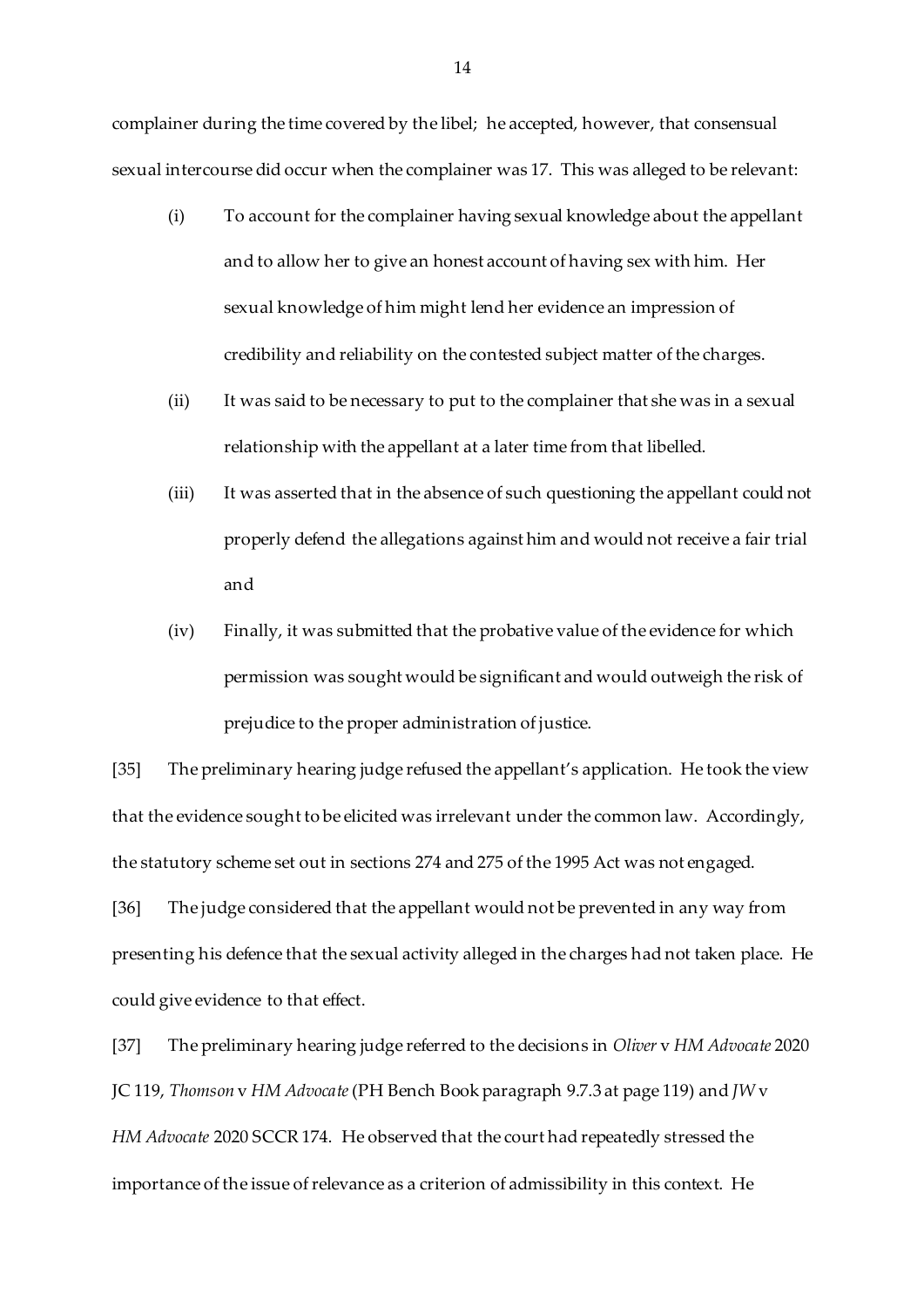complainer during the time covered by the libel; he accepted, however, that consensual sexual intercourse did occur when the complainer was 17. This was alleged to be relevant:

(i) To account for the complainer having sexual knowledge about the appellant and to allow her to give an honest account of having sex with him. Her sexual knowledge of him might lend her evidence an impression of credibility and reliability on the contested subject matter of the charges.

(ii) It was said to be necessary to put to the complainer that she was in a sexual relationship with the appellant at a later time from that libelled.

(iii) It was asserted that in the absence of such questioning the appellant could not properly defend the allegations against him and would not receive a fair trial and

(iv) Finally, it was submitted that the probative value of the evidence for which permission was sought would be significant and would outweigh the risk of prejudice to the proper administration of justice.

[35] The preliminary hearing judge refused the appellant's application. He took the view that the evidence sought to be elicited was irrelevant under the common law. Accordingly, the statutory scheme set out in sections 274 and 275 of the 1995 Act was not engaged.

[36] The judge considered that the appellant would not be prevented in any way from presenting his defence that the sexual activity alleged in the charges had not taken place. He could give evidence to that effect.

[37] The preliminary hearing judge referred to the decisions in *Oliver* v *HM Advocate* 2020 JC 119, *Thomson* v *HM Advocate* (PH Bench Book paragraph 9.7.3 at page 119) and *JW* v *HM Advocate* 2020 SCCR 174. He observed that the court had repeatedly stressed the importance of the issue of relevance as a criterion of admissibility in this context. He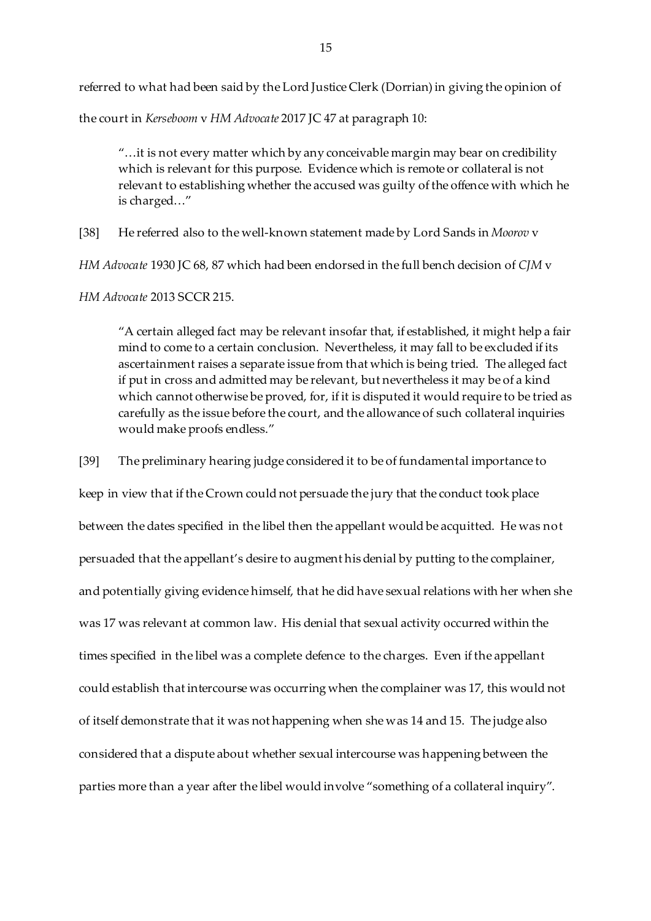referred to what had been said by the Lord Justice Clerk (Dorrian) in giving the opinion of the court in *Kerseboom* v *HM Advocate* 2017 JC 47 at paragraph 10:

> "…it is not every matter which by any conceivable margin may bear on credibility which is relevant for this purpose. Evidence which is remote or collateral is not relevant to establishing whether the accused was guilty of the offence with which he is charged…"

[38] He referred also to the well-known statement made by Lord Sands in *Moorov* v *HM Advocate* 1930 JC 68, 87 which had been endorsed in the full bench decision of *CJM* v *HM Advocate* 2013 SCCR 215.

> "A certain alleged fact may be relevant insofar that, if established, it might help a fair mind to come to a certain conclusion. Nevertheless, it may fall to be excluded if its ascertainment raises a separate issue from that which is being tried. The alleged fact if put in cross and admitted may be relevant, but nevertheless it may be of a kind which cannot otherwise be proved, for, if it is disputed it would require to be tried as carefully as the issue before the court, and the allowance of such collateral inquiries would make proofs endless."

[39] The preliminary hearing judge considered it to be of fundamental importance to keep in view that if the Crown could not persuade the jury that the conduct took place between the dates specified in the libel then the appellant would be acquitted. He was not persuaded that the appellant's desire to augment his denial by putting to the complainer, and potentially giving evidence himself, that he did have sexual relations with her when she was 17 was relevant at common law. His denial that sexual activity occurred within the times specified in the libel was a complete defence to the charges. Even if the appellant could establish that intercourse was occurring when the complainer was 17, this would not of itself demonstrate that it was not happening when she was 14 and 15. The judge also considered that a dispute about whether sexual intercourse was happening between the parties more than a year after the libel would involve "something of a collateral inquiry".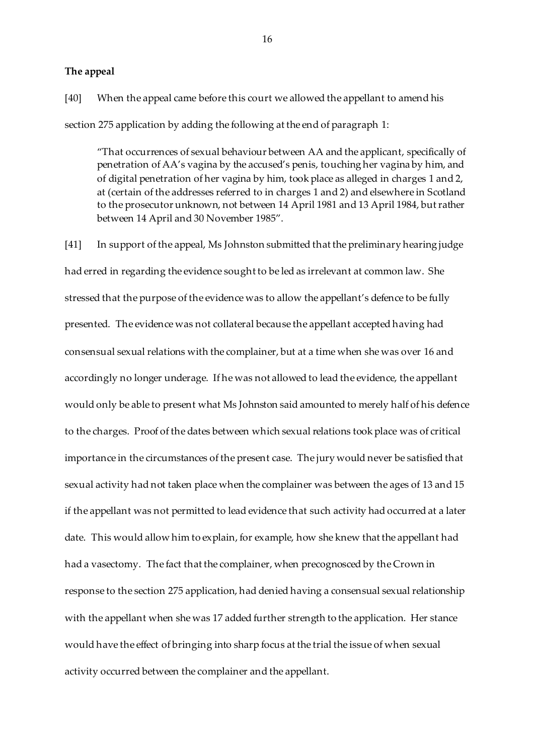**The appeal**

[40] When the appeal came before this court we allowed the appellant to amend his section 275 application by adding the following at the end of paragraph 1:

> "That occurrences of sexual behaviour between AA and the applicant, specifically of penetration of AA's vagina by the accused's penis, touching her vagina by him, and of digital penetration of her vagina by him, took place as alleged in charges 1 and 2, at (certain of the addresses referred to in charges 1 and 2) and elsewhere in Scotland to the prosecutor unknown, not between 14 April 1981 and 13 April 1984, but rather between 14 April and 30 November 1985".

[41] In support of the appeal, Ms Johnston submitted that the preliminary hearing judge had erred in regarding the evidence sought to be led as irrelevant at common law. She stressed that the purpose of the evidence was to allow the appellant's defence to be fully presented. The evidence was not collateral because the appellant accepted having had consensual sexual relations with the complainer, but at a time when she was over 16 and accordingly no longer underage. If he was not allowed to lead the evidence, the appellant would only be able to present what Ms Johnston said amounted to merely half of his defence to the charges. Proof of the dates between which sexual relations took place was of critical importance in the circumstances of the present case. The jury would never be satisfied that sexual activity had not taken place when the complainer was between the ages of 13 and 15 if the appellant was not permitted to lead evidence that such activity had occurred at a later date. This would allow him to explain, for example, how she knew that the appellant had had a vasectomy. The fact that the complainer, when precognosced by the Crown in response to the section 275 application, had denied having a consensual sexual relationship with the appellant when she was 17 added further strength to the application. Her stance would have the effect of bringing into sharp focus at the trial the issue of when sexual activity occurred between the complainer and the appellant.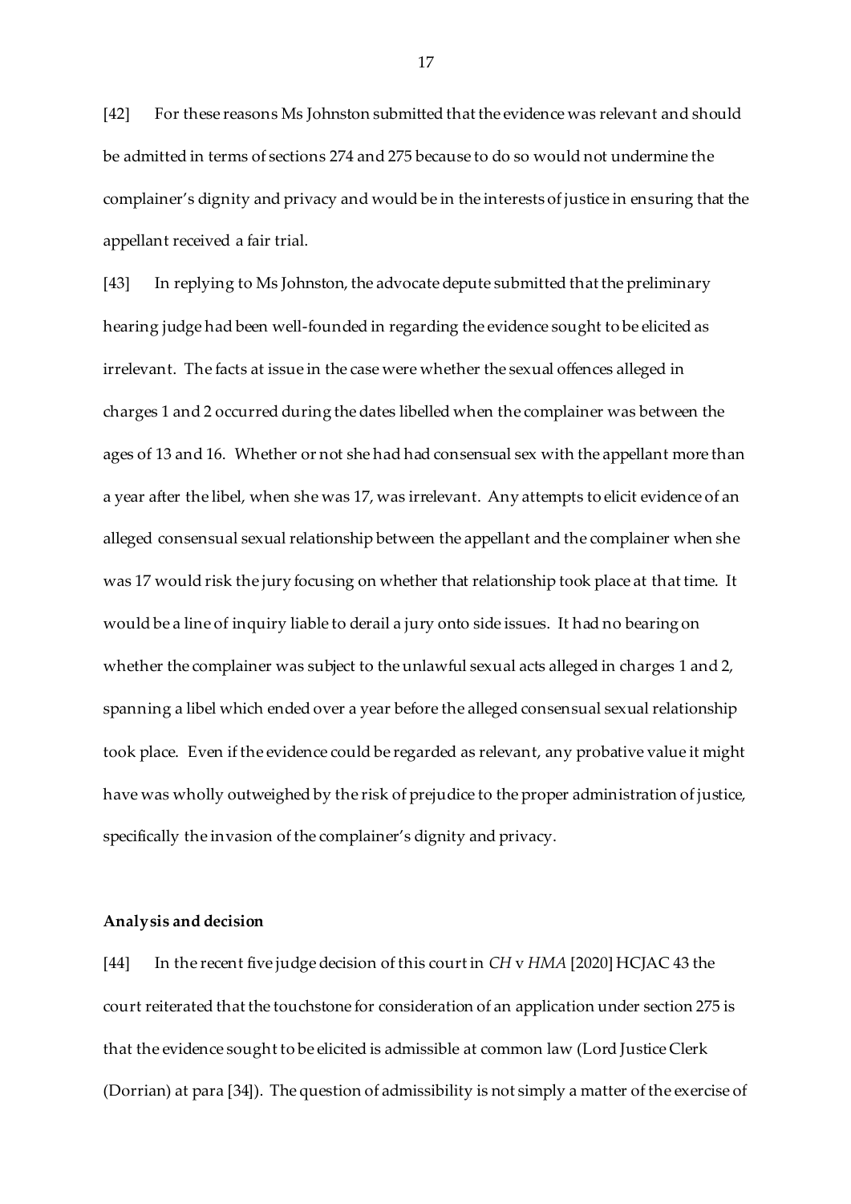[42] For these reasons Ms Johnston submitted that the evidence was relevant and should be admitted in terms of sections 274 and 275 because to do so would not undermine the complainer's dignity and privacy and would be in the interests of justice in ensuring that the appellant received a fair trial.

[43] In replying to Ms Johnston, the advocate depute submitted that the preliminary hearing judge had been well-founded in regarding the evidence sought to be elicited as irrelevant. The facts at issue in the case were whether the sexual offences alleged in charges 1 and 2 occurred during the dates libelled when the complainer was between the ages of 13 and 16. Whether or not she had had consensual sex with the appellant more than a year after the libel, when she was 17, was irrelevant. Any attempts to elicit evidence of an alleged consensual sexual relationship between the appellant and the complainer when she was 17 would risk the jury focusing on whether that relationship took place at that time. It would be a line of inquiry liable to derail a jury onto side issues. It had no bearing on whether the complainer was subject to the unlawful sexual acts alleged in charges 1 and 2, spanning a libel which ended over a year before the alleged consensual sexual relationship took place. Even if the evidence could be regarded as relevant, any probative value it might have was wholly outweighed by the risk of prejudice to the proper administration of justice, specifically the invasion of the complainer's dignity and privacy.

## Analysis and decision

[44] In the recent five judge decision of this court in *CH* v *HMA* [2020] HCJAC 43 the court reiterated that the touchstone for consideration of an application under section 275 is that the evidence sought to be elicited is admissible at common law (Lord Justice Clerk (Dorrian) at para [34]). The question of admissibility is not simply a matter of the exercise of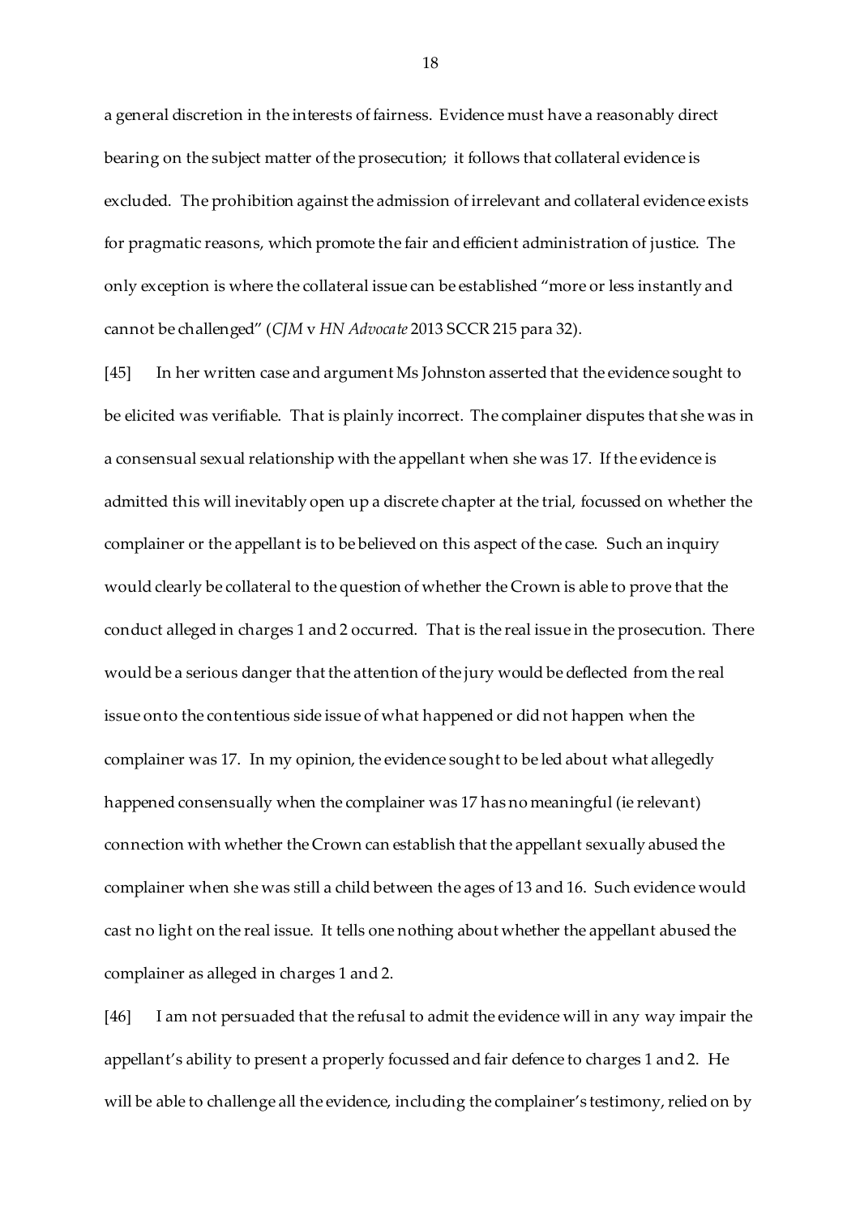a general discretion in the interests of fairness. Evidence must have a reasonably direct bearing on the subject matter of the prosecution; it follows that collateral evidence is excluded. The prohibition against the admission of irrelevant and collateral evidence exists for pragmatic reasons, which promote the fair and efficient administration of justice. The only exception is where the collateral issue can be established "more or less instantly and cannot be challenged" (*CJM* v *HN Advocate* 2013 SCCR 215 para 32).

[45] In her written case and argument Ms Johnston asserted that the evidence sought to be elicited was verifiable. That is plainly incorrect. The complainer disputes that she was in a consensual sexual relationship with the appellant when she was 17. If the evidence is admitted this will inevitably open up a discrete chapter at the trial, focussed on whether the complainer or the appellant is to be believed on this aspect of the case. Such an inquiry would clearly be collateral to the question of whether the Crown is able to prove that the conduct alleged in charges 1 and 2 occurred. That is the real issue in the prosecution. There would be a serious danger that the attention of the jury would be deflected from the real issue onto the contentious side issue of what happened or did not happen when the complainer was 17. In my opinion, the evidence sought to be led about what allegedly happened consensually when the complainer was 17 has no meaningful (ie relevant) connection with whether the Crown can establish that the appellant sexually abused the complainer when she was still a child between the ages of 13 and 16. Such evidence would cast no light on the real issue. It tells one nothing about whether the appellant abused the complainer as alleged in charges 1 and 2.

[46] I am not persuaded that the refusal to admit the evidence will in any way impair the appellant's ability to present a properly focussed and fair defence to charges 1 and 2. He will be able to challenge all the evidence, including the complainer's testimony, relied on by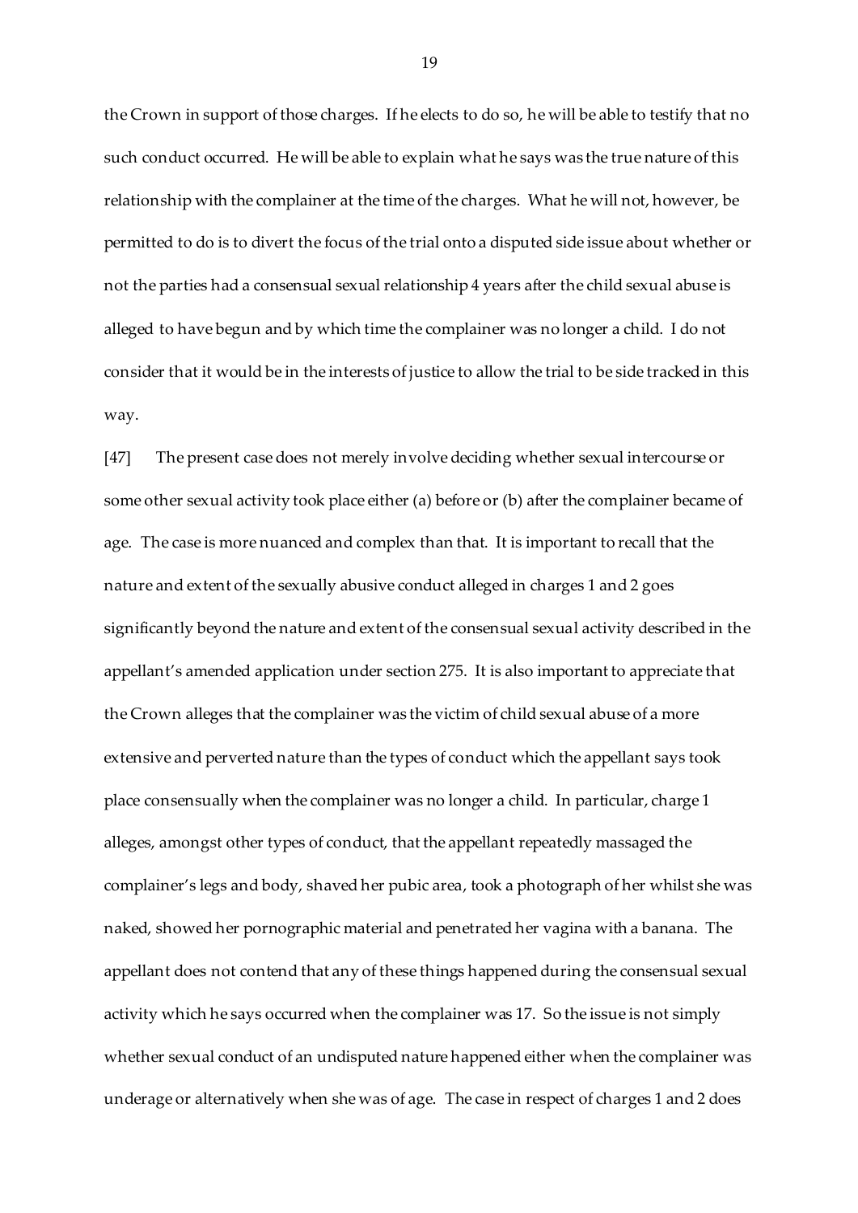the Crown in support of those charges. If he elects to do so, he will be able to testify that no such conduct occurred. He will be able to explain what he says was the true nature of this relationship with the complainer at the time of the charges. What he will not, however, be permitted to do is to divert the focus of the trial onto a disputed side issue about whether or not the parties had a consensual sexual relationship 4 years after the child sexual abuse is alleged to have begun and by which time the complainer was no longer a child. I do not consider that it would be in the interests of justice to allow the trial to be side tracked in this way.

[47] The present case does not merely involve deciding whether sexual intercourse or some other sexual activity took place either (a) before or (b) after the complainer became of age. The case is more nuanced and complex than that. It is important to recall that the nature and extent of the sexually abusive conduct alleged in charges 1 and 2 goes significantly beyond the nature and extent of the consensual sexual activity described in the appellant's amended application under section 275. It is also important to appreciate that the Crown alleges that the complainer was the victim of child sexual abuse of a more extensive and perverted nature than the types of conduct which the appellant says took place consensually when the complainer was no longer a child. In particular, charge 1 alleges, amongst other types of conduct, that the appellant repeatedly massaged the complainer's legs and body, shaved her pubic area, took a photograph of her whilst she was naked, showed her pornographic material and penetrated her vagina with a banana. The appellant does not contend that any of these things happened during the consensual sexual activity which he says occurred when the complainer was 17. So the issue is not simply whether sexual conduct of an undisputed nature happened either when the complainer was underage or alternatively when she was of age. The case in respect of charges 1 and 2 does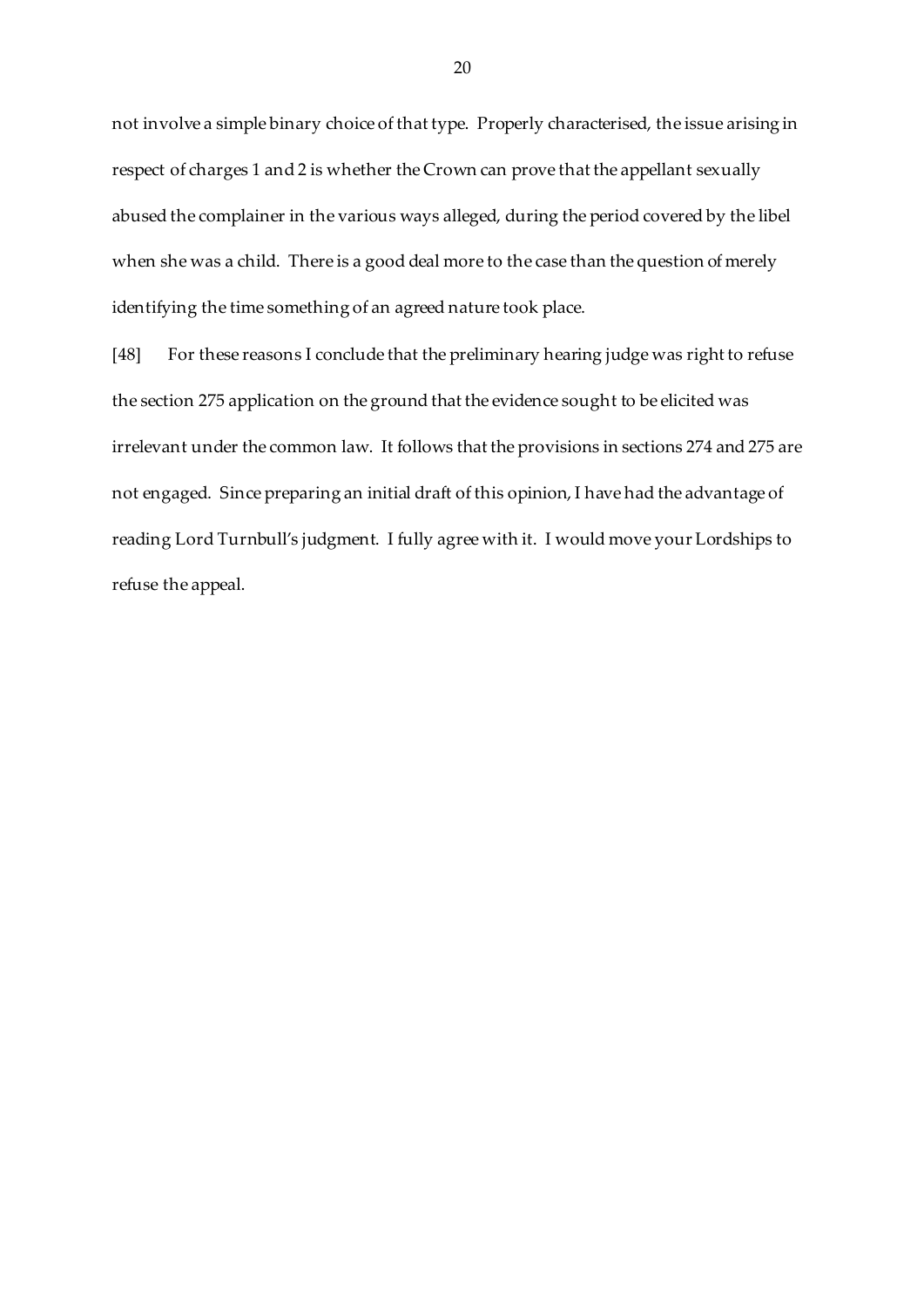not involve a simple binary choice of that type. Properly characterised, the issue arising in respect of charges 1 and 2 is whether the Crown can prove that the appellant sexually abused the complainer in the various ways alleged, during the period covered by the libel when she was a child. There is a good deal more to the case than the question of merely identifying the time something of an agreed nature took place.

[48] For these reasons I conclude that the preliminary hearing judge was right to refuse the section 275 application on the ground that the evidence sought to be elicited was irrelevant under the common law. It follows that the provisions in sections 274 and 275 are not engaged. Since preparing an initial draft of this opinion, I have had the advantage of reading Lord Turnbull's judgment. I fully agree with it. I would move your Lordships to refuse the appeal.